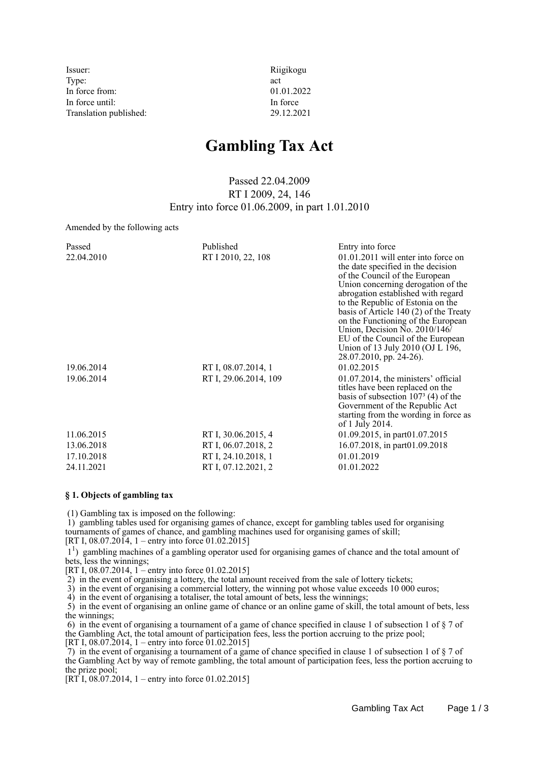| | |
|---|---|
| Issuer: | Riigikogu |
| Type: | act |
| In force from: | 01.01.2022 |
| In force until: | In force |
| Translation published: | 29.12.2021 |

# Gambling Tax Act

Passed 22.04.2009
RT I 2009, 24, 146
Entry into force 01.06.2009, in part 1.01.2010

Amended by the following acts

| Passed | Published | Entry into force |
|---|---|---|
| 22.04.2010 | RT I 2010, 22, 108 | 01.01.2011 will enter into force on the date specified in the decision of the Council of the European Union concerning derogation of the abrogation established with regard to the Republic of Estonia on the basis of Article 140 (2) of the Treaty on the Functioning of the European Union, Decision No. 2010/146/EU of the Council of the European Union of 13 July 2010 (OJ L 196, 28.07.2010, pp. 24-26). |
| 19.06.2014 | RT I, 08.07.2014, 1 | 01.02.2015 |
| 19.06.2014 | RT I, 29.06.2014, 109 | 01.07.2014, the ministers' official titles have been replaced on the basis of subsection 107³ (4) of the Government of the Republic Act starting from the wording in force as of 1 July 2014. |
| 11.06.2015 | RT I, 30.06.2015, 4 | 01.09.2015, in part01.07.2015 |
| 13.06.2018 | RT I, 06.07.2018, 2 | 16.07.2018, in part01.09.2018 |
| 17.10.2018 | RT I, 24.10.2018, 1 | 01.01.2019 |
| 24.11.2021 | RT I, 07.12.2021, 2 | 01.01.2022 |

**§ 1. Objects of gambling tax**

(1) Gambling tax is imposed on the following:
1) gambling tables used for organising games of chance, except for gambling tables used for organising tournaments of games of chance, and gambling machines used for organising games of skill;
[RT I, 08.07.2014, 1 – entry into force 01.02.2015]
$1^1$) gambling machines of a gambling operator used for organising games of chance and the total amount of bets, less the winnings;
[RT I, 08.07.2014, 1 – entry into force 01.02.2015]
2) in the event of organising a lottery, the total amount received from the sale of lottery tickets;
3) in the event of organising a commercial lottery, the winning pot whose value exceeds 10 000 euros;
4) in the event of organising a totaliser, the total amount of bets, less the winnings;
5) in the event of organising an online game of chance or an online game of skill, the total amount of bets, less the winnings;
6) in the event of organising a tournament of a game of chance specified in clause 1 of subsection 1 of § 7 of the Gambling Act, the total amount of participation fees, less the portion accruing to the prize pool;
[RT I, 08.07.2014, 1 – entry into force 01.02.2015]
7) in the event of organising a tournament of a game of chance specified in clause 1 of subsection 1 of § 7 of the Gambling Act by way of remote gambling, the total amount of participation fees, less the portion accruing to the prize pool;
[RT I, 08.07.2014, 1 – entry into force 01.02.2015]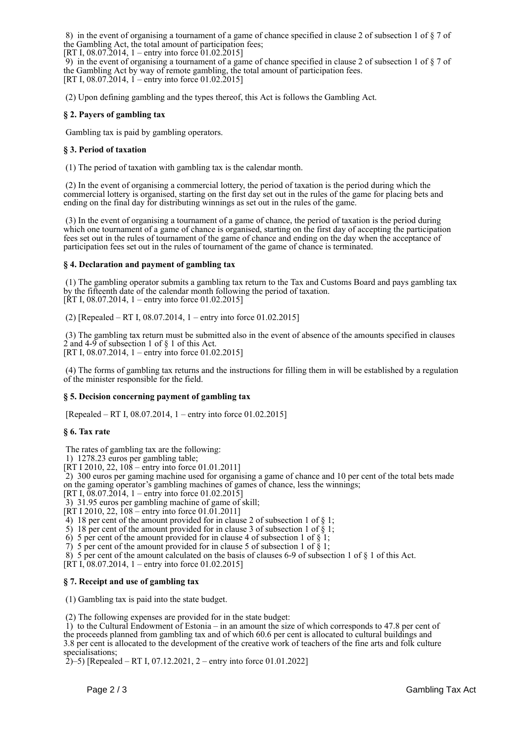8) in the event of organising a tournament of a game of chance specified in clause 2 of subsection 1 of § 7 of the Gambling Act, the total amount of participation fees;
[RT I, 08.07.2014, 1 – entry into force 01.02.2015]
9) in the event of organising a tournament of a game of chance specified in clause 2 of subsection 1 of § 7 of the Gambling Act by way of remote gambling, the total amount of participation fees.
[RT I, 08.07.2014, 1 – entry into force 01.02.2015]

(2) Upon defining gambling and the types thereof, this Act is follows the Gambling Act.

**§ 2. Payers of gambling tax**

Gambling tax is paid by gambling operators.

**§ 3. Period of taxation**

(1) The period of taxation with gambling tax is the calendar month.

(2) In the event of organising a commercial lottery, the period of taxation is the period during which the commercial lottery is organised, starting on the first day set out in the rules of the game for placing bets and ending on the final day for distributing winnings as set out in the rules of the game.

(3) In the event of organising a tournament of a game of chance, the period of taxation is the period during which one tournament of a game of chance is organised, starting on the first day of accepting the participation fees set out in the rules of tournament of the game of chance and ending on the day when the acceptance of participation fees set out in the rules of tournament of the game of chance is terminated.

**§ 4. Declaration and payment of gambling tax**

(1) The gambling operator submits a gambling tax return to the Tax and Customs Board and pays gambling tax by the fifteenth date of the calendar month following the period of taxation.
[RT I, 08.07.2014, 1 – entry into force 01.02.2015]

(2) [Repealed – RT I, 08.07.2014, 1 – entry into force 01.02.2015]

(3) The gambling tax return must be submitted also in the event of absence of the amounts specified in clauses 2 and 4-9 of subsection 1 of § 1 of this Act.
[RT I, 08.07.2014, 1 – entry into force 01.02.2015]

(4) The forms of gambling tax returns and the instructions for filling them in will be established by a regulation of the minister responsible for the field.

**§ 5. Decision concerning payment of gambling tax**

[Repealed – RT I, 08.07.2014, 1 – entry into force 01.02.2015]

**§ 6. Tax rate**

The rates of gambling tax are the following:
1) 1278.23 euros per gambling table;
[RT I 2010, 22, 108 – entry into force 01.01.2011]
2) 300 euros per gaming machine used for organising a game of chance and 10 per cent of the total bets made on the gaming operator's gambling machines of games of chance, less the winnings;
[RT I, 08.07.2014, 1 – entry into force 01.02.2015]
3) 31.95 euros per gambling machine of game of skill;
[RT I 2010, 22, 108 – entry into force 01.01.2011]
4) 18 per cent of the amount provided for in clause 2 of subsection 1 of § 1;
5) 18 per cent of the amount provided for in clause 3 of subsection 1 of § 1;
6) 5 per cent of the amount provided for in clause 4 of subsection 1 of § 1;
7) 5 per cent of the amount provided for in clause 5 of subsection 1 of § 1;
8) 5 per cent of the amount calculated on the basis of clauses 6-9 of subsection 1 of § 1 of this Act.
[RT I, 08.07.2014, 1 – entry into force 01.02.2015]

**§ 7. Receipt and use of gambling tax**

(1) Gambling tax is paid into the state budget.

(2) The following expenses are provided for in the state budget:
1) to the Cultural Endowment of Estonia – in an amount the size of which corresponds to 47.8 per cent of the proceeds planned from gambling tax and of which 60.6 per cent is allocated to cultural buildings and 3.8 per cent is allocated to the development of the creative work of teachers of the fine arts and folk culture specialisations;
2)–5) [Repealed – RT I, 07.12.2021, 2 – entry into force 01.01.2022]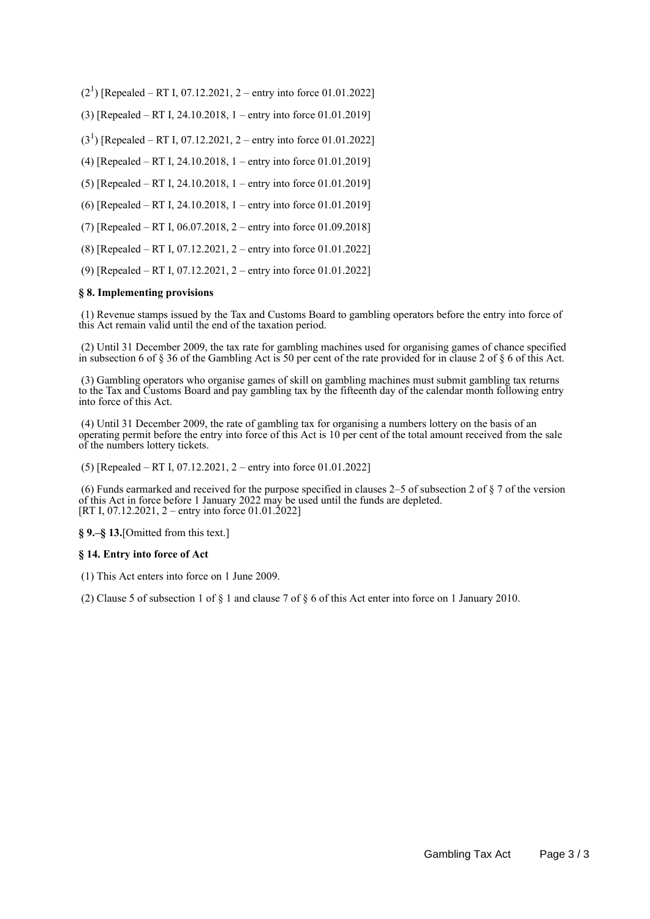($2^1$) [Repealed – RT I, 07.12.2021, 2 – entry into force 01.01.2022]

(3) [Repealed – RT I, 24.10.2018, 1 – entry into force 01.01.2019]

($3^1$) [Repealed – RT I, 07.12.2021, 2 – entry into force 01.01.2022]

(4) [Repealed – RT I, 24.10.2018, 1 – entry into force 01.01.2019]

(5) [Repealed – RT I, 24.10.2018, 1 – entry into force 01.01.2019]

(6) [Repealed – RT I, 24.10.2018, 1 – entry into force 01.01.2019]

(7) [Repealed – RT I, 06.07.2018, 2 – entry into force 01.09.2018]

(8) [Repealed – RT I, 07.12.2021, 2 – entry into force 01.01.2022]

(9) [Repealed – RT I, 07.12.2021, 2 – entry into force 01.01.2022]

**§ 8. Implementing provisions**

(1) Revenue stamps issued by the Tax and Customs Board to gambling operators before the entry into force of this Act remain valid until the end of the taxation period.

(2) Until 31 December 2009, the tax rate for gambling machines used for organising games of chance specified in subsection 6 of § 36 of the Gambling Act is 50 per cent of the rate provided for in clause 2 of § 6 of this Act.

(3) Gambling operators who organise games of skill on gambling machines must submit gambling tax returns to the Tax and Customs Board and pay gambling tax by the fifteenth day of the calendar month following entry into force of this Act.

(4) Until 31 December 2009, the rate of gambling tax for organising a numbers lottery on the basis of an operating permit before the entry into force of this Act is 10 per cent of the total amount received from the sale of the numbers lottery tickets.

(5) [Repealed – RT I, 07.12.2021, 2 – entry into force 01.01.2022]

(6) Funds earmarked and received for the purpose specified in clauses 2–5 of subsection 2 of § 7 of the version of this Act in force before 1 January 2022 may be used until the funds are depleted.
[RT I, 07.12.2021, 2 – entry into force 01.01.2022]

**§ 9.–§ 13.**[Omitted from this text.]

**§ 14. Entry into force of Act**

(1) This Act enters into force on 1 June 2009.

(2) Clause 5 of subsection 1 of § 1 and clause 7 of § 6 of this Act enter into force on 1 January 2010.